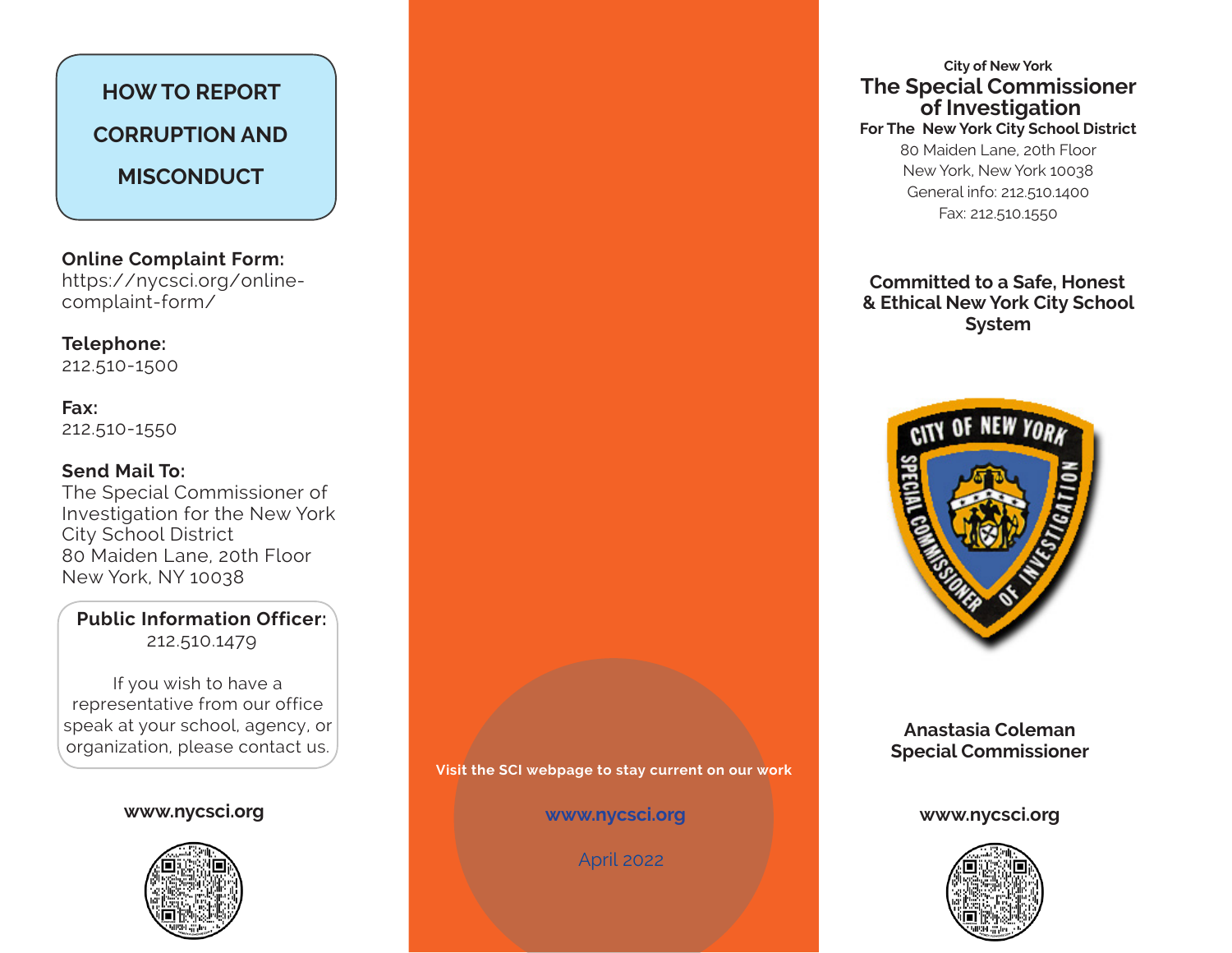# HOW TO REPORT CORRUPTION AND MISCONDUCT

**Online Complaint Form:**
https://nycsci.org/online-complaint-form/

**Telephone:**
212.510-1500

**Fax:**
212.510-1550

**Send Mail To:**
The Special Commissioner of Investigation for the New York City School District
80 Maiden Lane, 20th Floor
New York, NY 10038

**Public Information Officer:**
212.510.1479

If you wish to have a representative from our office speak at your school, agency, or organization, please contact us.

**www.nycsci.org**

**Visit the SCI webpage to stay current on our work**

**www.nycsci.org**

April 2022

**City of New York**

## The Special Commissioner of Investigation

**For The New York City School District**

80 Maiden Lane, 20th Floor
New York, New York 10038
General info: 212.510.1400
Fax: 212.510.1550

**Committed to a Safe, Honest & Ethical New York City School System**

CITY OF NEW YORK
SPECIAL COMMISSIONER OF INVESTIGATION

**Anastasia Coleman**
**Special Commissioner**

**www.nycsci.org**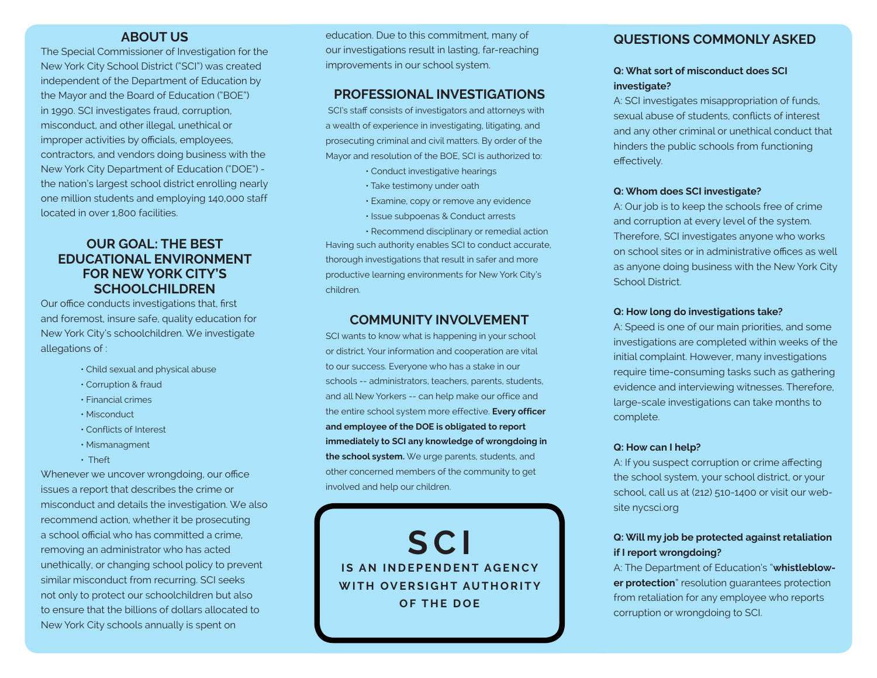## ABOUT US

The Special Commissioner of Investigation for the New York City School District ("SCI") was created independent of the Department of Education by the Mayor and the Board of Education ("BOE") in 1990. SCI investigates fraud, corruption, misconduct, and other illegal, unethical or improper activities by officials, employees, contractors, and vendors doing business with the New York City Department of Education ("DOE") - the nation's largest school district enrolling nearly one million students and employing 140,000 staff located in over 1,800 facilities.

## OUR GOAL: THE BEST EDUCATIONAL ENVIRONMENT FOR NEW YORK CITY'S SCHOOLCHILDREN

Our office conducts investigations that, first and foremost, insure safe, quality education for New York City's schoolchildren. We investigate allegations of :

- Child sexual and physical abuse
- Corruption & fraud
- Financial crimes
- Misconduct
- Conflicts of Interest
- Mismanagment
- Theft

Whenever we uncover wrongdoing, our office issues a report that describes the crime or misconduct and details the investigation. We also recommend action, whether it be prosecuting a school official who has committed a crime, removing an administrator who has acted unethically, or changing school policy to prevent similar misconduct from recurring. SCI seeks not only to protect our schoolchildren but also to ensure that the billions of dollars allocated to New York City schools annually is spent on education. Due to this commitment, many of our investigations result in lasting, far-reaching improvements in our school system.

## PROFESSIONAL INVESTIGATIONS

SCI's staff consists of investigators and attorneys with a wealth of experience in investigating, litigating, and prosecuting criminal and civil matters. By order of the Mayor and resolution of the BOE, SCI is authorized to:

- Conduct investigative hearings
- Take testimony under oath
- Examine, copy or remove any evidence
- Issue subpoenas & Conduct arrests
- Recommend disciplinary or remedial action

Having such authority enables SCI to conduct accurate, thorough investigations that result in safer and more productive learning environments for New York City's children.

## COMMUNITY INVOLVEMENT

SCI wants to know what is happening in your school or district. Your information and cooperation are vital to our success. Everyone who has a stake in our schools -- administrators, teachers, parents, students, and all New Yorkers -- can help make our office and the entire school system more effective. **Every officer and employee of the DOE is obligated to report immediately to SCI any knowledge of wrongdoing in the school system.** We urge parents, students, and other concerned members of the community to get involved and help our children.

**SCI**

**IS AN INDEPENDENT AGENCY WITH OVERSIGHT AUTHORITY OF THE DOE**

## QUESTIONS COMMONLY ASKED

**Q: What sort of misconduct does SCI investigate?**

A: SCI investigates misappropriation of funds, sexual abuse of students, conflicts of interest and any other criminal or unethical conduct that hinders the public schools from functioning effectively.

**Q: Whom does SCI investigate?**

A: Our job is to keep the schools free of crime and corruption at every level of the system. Therefore, SCI investigates anyone who works on school sites or in administrative offices as well as anyone doing business with the New York City School District.

**Q: How long do investigations take?**

A: Speed is one of our main priorities, and some investigations are completed within weeks of the initial complaint. However, many investigations require time-consuming tasks such as gathering evidence and interviewing witnesses. Therefore, large-scale investigations can take months to complete.

**Q: How can I help?**

A: If you suspect corruption or crime affecting the school system, your school district, or your school, call us at (212) 510-1400 or visit our website nycsci.org

**Q: Will my job be protected against retaliation if I report wrongdoing?**

A: The Department of Education's "**whistleblower protection**" resolution guarantees protection from retaliation for any employee who reports corruption or wrongdoing to SCI.